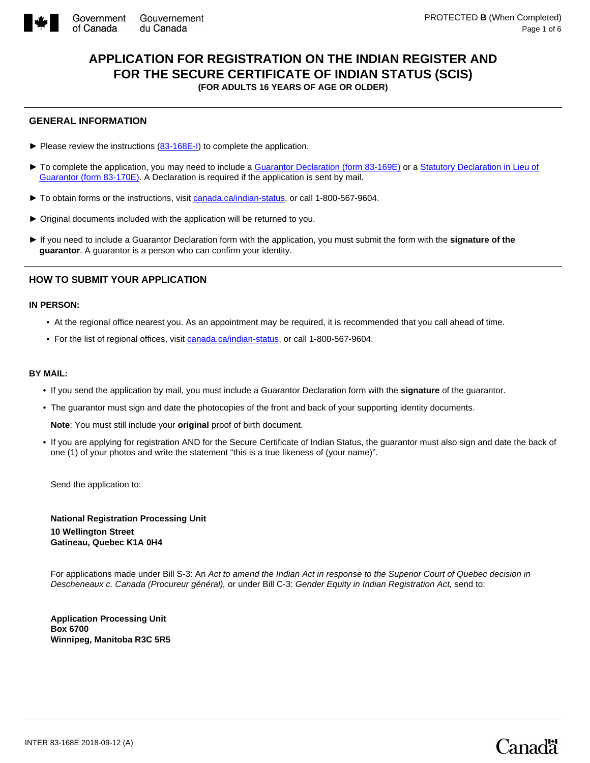Government of Canada Gouvernement du Canada

PROTECTED **B** (When Completed)

# APPLICATION FOR REGISTRATION ON THE INDIAN REGISTER AND FOR THE SECURE CERTIFICATE OF INDIAN STATUS (SCIS)

**(FOR ADULTS 16 YEARS OF AGE OR OLDER)**

## GENERAL INFORMATION

► Please review the instructions (83-168E-I) to complete the application.

► To complete the application, you may need to include a Guarantor Declaration (form 83-169E) or a Statutory Declaration in Lieu of Guarantor (form 83-170E). A Declaration is required if the application is sent by mail.

► To obtain forms or the instructions, visit canada.ca/indian-status, or call 1-800-567-9604.

► Original documents included with the application will be returned to you.

► If you need to include a Guarantor Declaration form with the application, you must submit the form with the **signature of the guarantor**. A guarantor is a person who can confirm your identity.

## HOW TO SUBMIT YOUR APPLICATION

### IN PERSON:

- At the regional office nearest you. As an appointment may be required, it is recommended that you call ahead of time.
- For the list of regional offices, visit canada.ca/indian-status, or call 1-800-567-9604.

### BY MAIL:

- If you send the application by mail, you must include a Guarantor Declaration form with the **signature** of the guarantor.
- The guarantor must sign and date the photocopies of the front and back of your supporting identity documents.

  **Note**: You must still include your **original** proof of birth document.
- If you are applying for registration AND for the Secure Certificate of Indian Status, the guarantor must also sign and date the back of one (1) of your photos and write the statement "this is a true likeness of (your name)".

Send the application to:

**National Registration Processing Unit**
**10 Wellington Street**
**Gatineau, Quebec K1A 0H4**

For applications made under Bill S-3: An *Act to amend the Indian Act in response to the Superior Court of Quebec decision in Descheneaux c. Canada (Procureur général),* or under Bill C-3: *Gender Equity in Indian Registration Act,* send to:

**Application Processing Unit**
**Box 6700**
**Winnipeg, Manitoba R3C 5R5**

INTER 83-168E 2018-09-12 (A)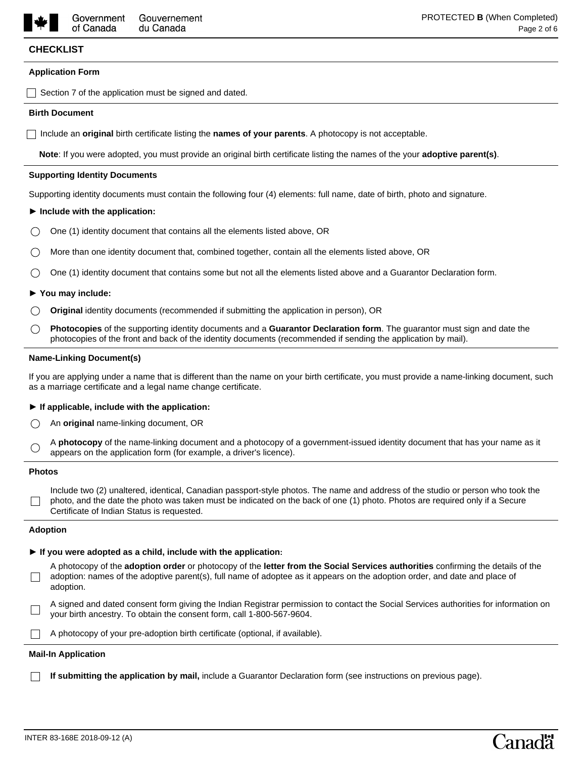## CHECKLIST

### Application Form

- [ ] Section 7 of the application must be signed and dated.

### Birth Document

- [ ] Include an **original** birth certificate listing the **names of your parents**. A photocopy is not acceptable.

**Note**: If you were adopted, you must provide an original birth certificate listing the names of the your **adoptive parent(s)**.

### Supporting Identity Documents

Supporting identity documents must contain the following four (4) elements: full name, date of birth, photo and signature.

**► Include with the application:**

- ◯ One (1) identity document that contains all the elements listed above, OR
- ◯ More than one identity document that, combined together, contain all the elements listed above, OR
- ◯ One (1) identity document that contains some but not all the elements listed above and a Guarantor Declaration form.

**► You may include:**

- ◯ **Original** identity documents (recommended if submitting the application in person), OR
- ◯ **Photocopies** of the supporting identity documents and a **Guarantor Declaration form**. The guarantor must sign and date the photocopies of the front and back of the identity documents (recommended if sending the application by mail).

### Name-Linking Document(s)

If you are applying under a name that is different than the name on your birth certificate, you must provide a name-linking document, such as a marriage certificate and a legal name change certificate.

**► If applicable, include with the application:**

- ◯ An **original** name-linking document, OR
- ◯ A **photocopy** of the name-linking document and a photocopy of a government-issued identity document that has your name as it appears on the application form (for example, a driver's licence).

### Photos

- [ ] Include two (2) unaltered, identical, Canadian passport-style photos. The name and address of the studio or person who took the photo, and the date the photo was taken must be indicated on the back of one (1) photo. Photos are required only if a Secure Certificate of Indian Status is requested.

### Adoption

**► If you were adopted as a child, include with the application:**

- [ ] A photocopy of the **adoption order** or photocopy of the **letter from the Social Services authorities** confirming the details of the adoption: names of the adoptive parent(s), full name of adoptee as it appears on the adoption order, and date and place of adoption.
- [ ] A signed and dated consent form giving the Indian Registrar permission to contact the Social Services authorities for information on your birth ancestry. To obtain the consent form, call 1-800-567-9604.
- [ ] A photocopy of your pre-adoption birth certificate (optional, if available).

### Mail-In Application

- [ ] **If submitting the application by mail,** include a Guarantor Declaration form (see instructions on previous page).

INTER 83-168E 2018-09-12 (A)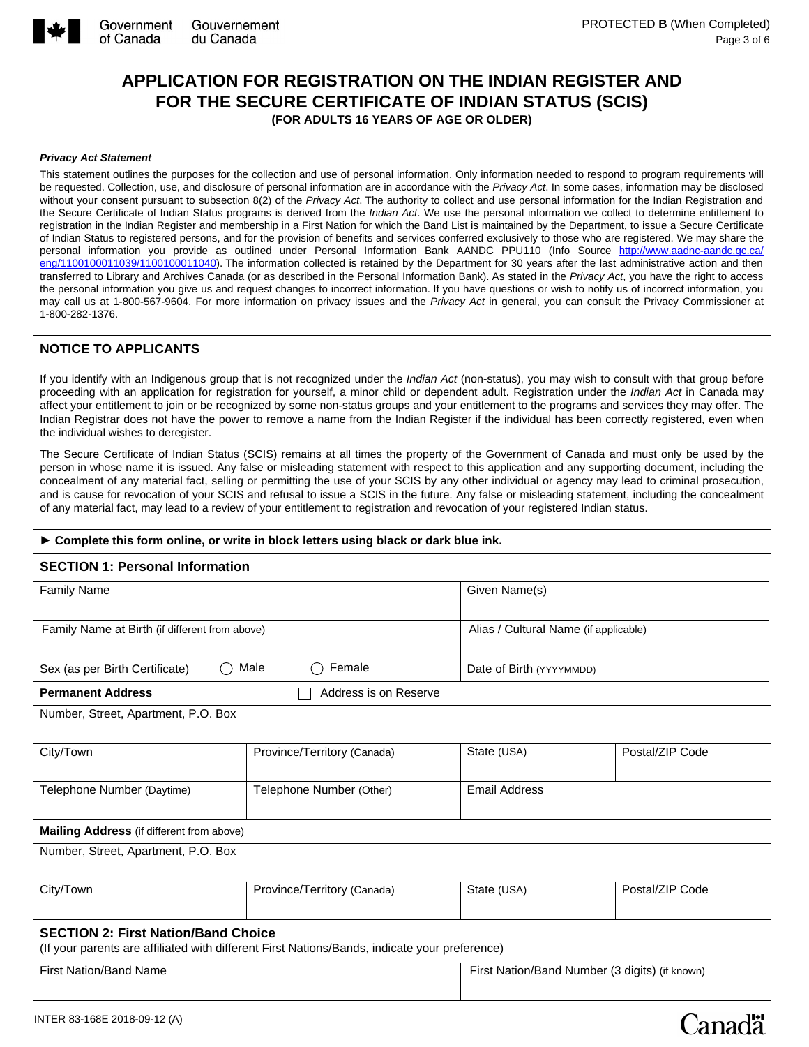Government of Canada / Gouvernement du Canada

PROTECTED **B** (When Completed)

# APPLICATION FOR REGISTRATION ON THE INDIAN REGISTER AND FOR THE SECURE CERTIFICATE OF INDIAN STATUS (SCIS)

**(FOR ADULTS 16 YEARS OF AGE OR OLDER)**

***Privacy Act Statement***

This statement outlines the purposes for the collection and use of personal information. Only information needed to respond to program requirements will be requested. Collection, use, and disclosure of personal information are in accordance with the *Privacy Act*. In some cases, information may be disclosed without your consent pursuant to subsection 8(2) of the *Privacy Act*. The authority to collect and use personal information for the Indian Registration and the Secure Certificate of Indian Status programs is derived from the *Indian Act*. We use the personal information we collect to determine entitlement to registration in the Indian Register and membership in a First Nation for which the Band List is maintained by the Department, to issue a Secure Certificate of Indian Status to registered persons, and for the provision of benefits and services conferred exclusively to those who are registered. We may share the personal information you provide as outlined under Personal Information Bank AANDC PPU110 (Info Source http://www.aadnc-aandc.gc.ca/eng/1100100011039/1100100011040). The information collected is retained by the Department for 30 years after the last administrative action and then transferred to Library and Archives Canada (or as described in the Personal Information Bank). As stated in the *Privacy Act*, you have the right to access the personal information you give us and request changes to incorrect information. If you have questions or wish to notify us of incorrect information, you may call us at 1-800-567-9604. For more information on privacy issues and the *Privacy Act* in general, you can consult the Privacy Commissioner at 1-800-282-1376.

## NOTICE TO APPLICANTS

If you identify with an Indigenous group that is not recognized under the *Indian Act* (non-status), you may wish to consult with that group before proceeding with an application for registration for yourself, a minor child or dependent adult. Registration under the *Indian Act* in Canada may affect your entitlement to join or be recognized by some non-status groups and your entitlement to the programs and services they may offer. The Indian Registrar does not have the power to remove a name from the Indian Register if the individual has been correctly registered, even when the individual wishes to deregister.

The Secure Certificate of Indian Status (SCIS) remains at all times the property of the Government of Canada and must only be used by the person in whose name it is issued. Any false or misleading statement with respect to this application and any supporting document, including the concealment of any material fact, selling or permitting the use of your SCIS by any other individual or agency may lead to criminal prosecution, and is cause for revocation of your SCIS and refusal to issue a SCIS in the future. Any false or misleading statement, including the concealment of any material fact, may lead to a review of your entitlement to registration and revocation of your registered Indian status.

**► Complete this form online, or write in block letters using black or dark blue ink.**

## SECTION 1: Personal Information

| | |
|---|---|
| Family Name | Given Name(s) |
| Family Name at Birth (if different from above) | Alias / Cultural Name (if applicable) |
| Sex (as per Birth Certificate) ◯ Male ◯ Female | Date of Birth (YYYYMMDD) |

**Permanent Address** ☐ Address is on Reserve

Number, Street, Apartment, P.O. Box

| | | | |
|---|---|---|---|
| City/Town | Province/Territory (Canada) | State (USA) | Postal/ZIP Code |
| Telephone Number (Daytime) | Telephone Number (Other) | Email Address | |

**Mailing Address** (if different from above)

Number, Street, Apartment, P.O. Box

| | | | |
|---|---|---|---|
| City/Town | Province/Territory (Canada) | State (USA) | Postal/ZIP Code |

## SECTION 2: First Nation/Band Choice

(If your parents are affiliated with different First Nations/Bands, indicate your preference)

| | |
|---|---|
| First Nation/Band Name | First Nation/Band Number (3 digits) (if known) |

INTER 83-168E 2018-09-12 (A)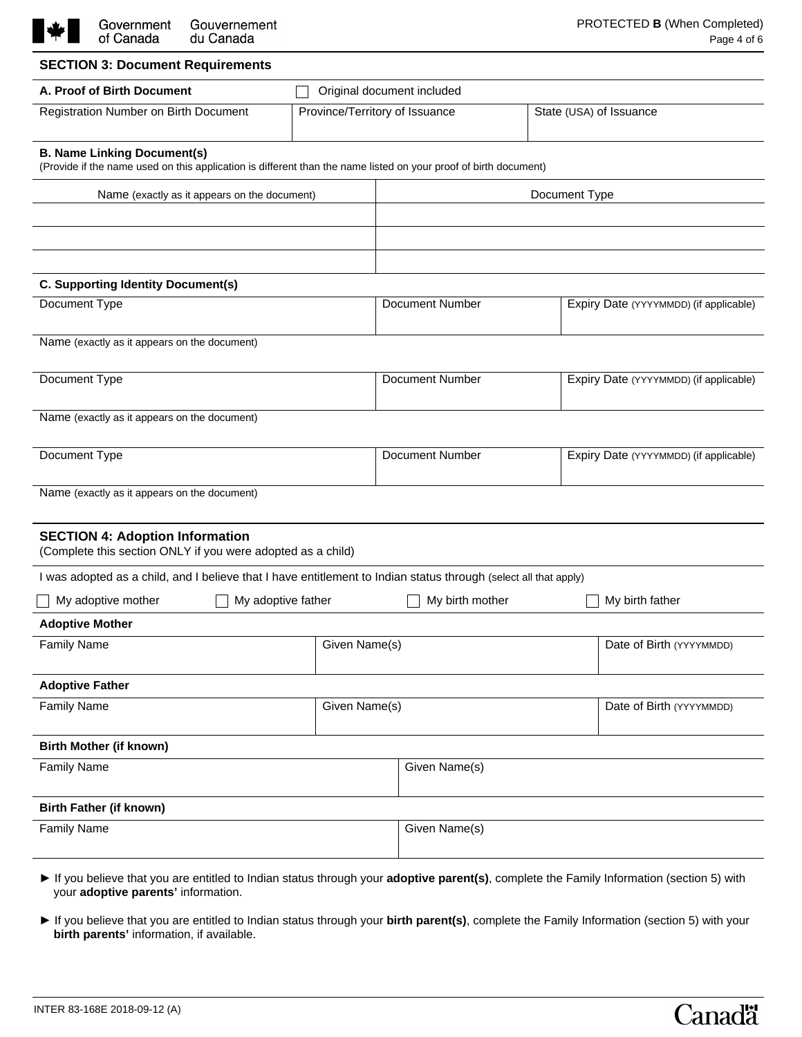## SECTION 3: Document Requirements

**A. Proof of Birth Document** ☐ Original document included

| Registration Number on Birth Document | Province/Territory of Issuance | State (USA) of Issuance |
|---|---|---|
| | | |

**B. Name Linking Document(s)**
(Provide if the name used on this application is different than the name listed on your proof of birth document)

| Name (exactly as it appears on the document) | Document Type |
|---|---|
| | |
| | |
| | |

**C. Supporting Identity Document(s)**

| Document Type | Document Number | Expiry Date (YYYYMMDD) (if applicable) |
|---|---|---|
| | | |
| Name (exactly as it appears on the document) | | |
| Document Type | Document Number | Expiry Date (YYYYMMDD) (if applicable) |
| | | |
| Name (exactly as it appears on the document) | | |
| Document Type | Document Number | Expiry Date (YYYYMMDD) (if applicable) |
| | | |
| Name (exactly as it appears on the document) | | |

## SECTION 4: Adoption Information

(Complete this section ONLY if you were adopted as a child)

I was adopted as a child, and I believe that I have entitlement to Indian status through (select all that apply)

☐ My adoptive mother ☐ My adoptive father ☐ My birth mother ☐ My birth father

**Adoptive Mother**

| Family Name | Given Name(s) | Date of Birth (YYYYMMDD) |
|---|---|---|
| | | |

**Adoptive Father**

| Family Name | Given Name(s) | Date of Birth (YYYYMMDD) |
|---|---|---|
| | | |

**Birth Mother (if known)**

| Family Name | Given Name(s) |
|---|---|
| | |

**Birth Father (if known)**

| Family Name | Given Name(s) |
|---|---|
| | |

► If you believe that you are entitled to Indian status through your **adoptive parent(s)**, complete the Family Information (section 5) with your **adoptive parents'** information.

► If you believe that you are entitled to Indian status through your **birth parent(s)**, complete the Family Information (section 5) with your **birth parents'** information, if available.

INTER 83-168E 2018-09-12 (A)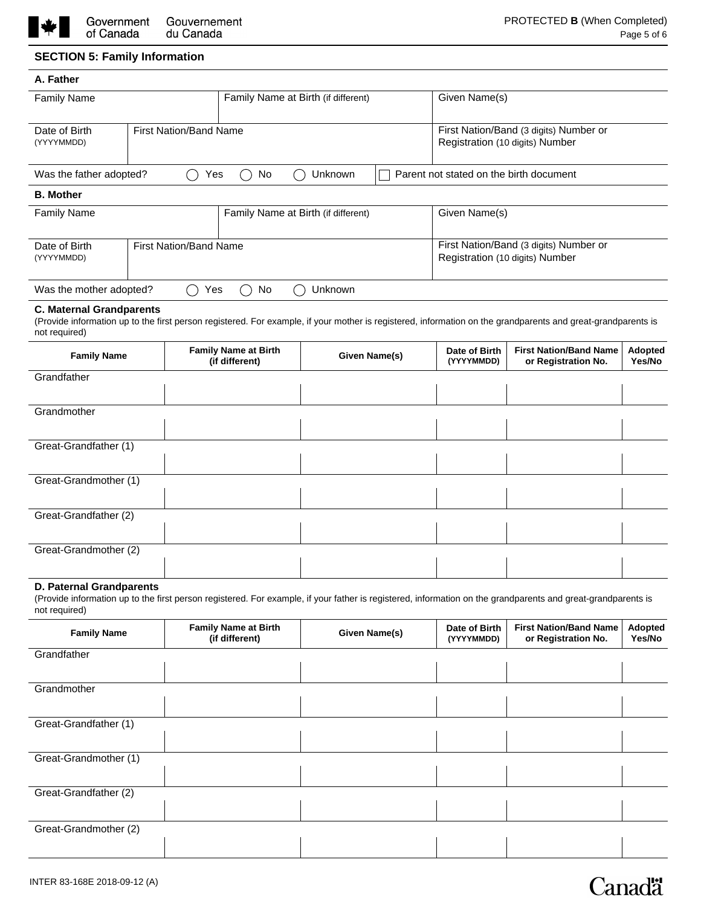## SECTION 5: Family Information

### A. Father

| | | |
|---|---|---|
| Family Name | Family Name at Birth (if different) | Given Name(s) |
| Date of Birth (YYYYMMDD) | First Nation/Band Name | First Nation/Band (3 digits) Number or Registration (10 digits) Number |

Was the father adopted? ◯ Yes ◯ No ◯ Unknown ☐ Parent not stated on the birth document

### B. Mother

| | | |
|---|---|---|
| Family Name | Family Name at Birth (if different) | Given Name(s) |
| Date of Birth (YYYYMMDD) | First Nation/Band Name | First Nation/Band (3 digits) Number or Registration (10 digits) Number |

Was the mother adopted? ◯ Yes ◯ No ◯ Unknown

### C. Maternal Grandparents

(Provide information up to the first person registered. For example, if your mother is registered, information on the grandparents and great-grandparents is not required)

| Family Name | Family Name at Birth (if different) | Given Name(s) | Date of Birth (YYYYMMDD) | First Nation/Band Name or Registration No. | Adopted Yes/No |
|---|---|---|---|---|---|
| Grandfather | | | | | |
| Grandmother | | | | | |
| Great-Grandfather (1) | | | | | |
| Great-Grandmother (1) | | | | | |
| Great-Grandfather (2) | | | | | |
| Great-Grandmother (2) | | | | | |

### D. Paternal Grandparents

(Provide information up to the first person registered. For example, if your father is registered, information on the grandparents and great-grandparents is not required)

| Family Name | Family Name at Birth (if different) | Given Name(s) | Date of Birth (YYYYMMDD) | First Nation/Band Name or Registration No. | Adopted Yes/No |
|---|---|---|---|---|---|
| Grandfather | | | | | |
| Grandmother | | | | | |
| Great-Grandfather (1) | | | | | |
| Great-Grandmother (1) | | | | | |
| Great-Grandfather (2) | | | | | |
| Great-Grandmother (2) | | | | | |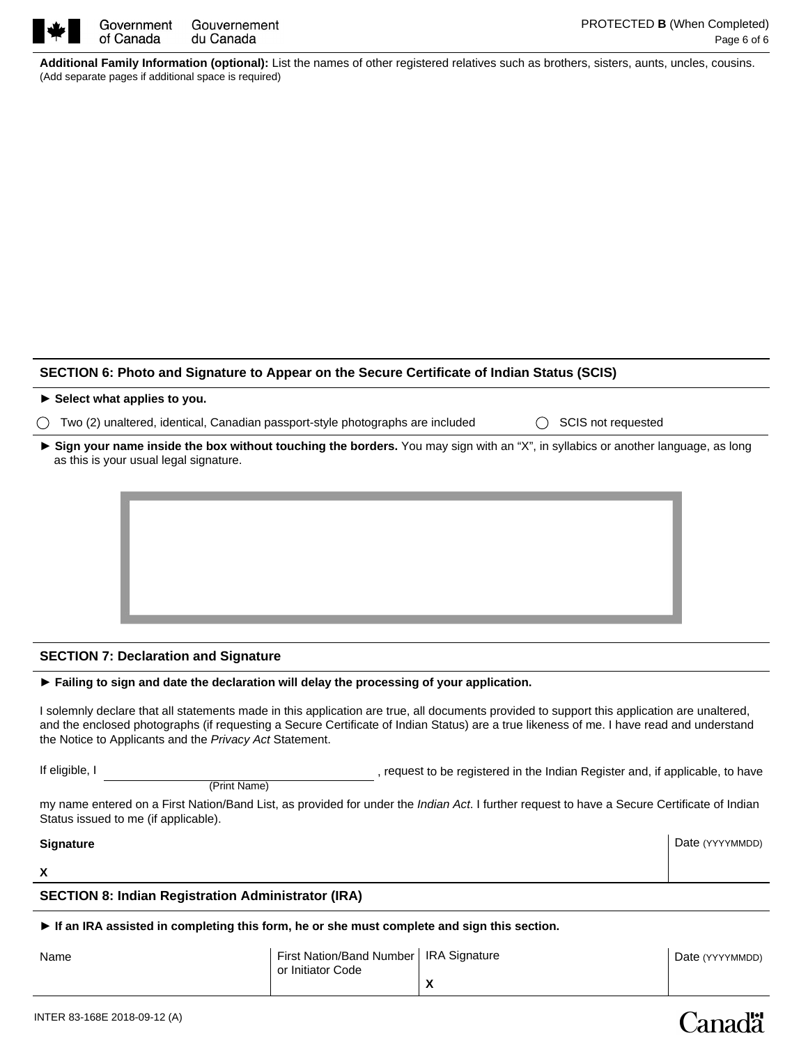**Additional Family Information (optional):** List the names of other registered relatives such as brothers, sisters, aunts, uncles, cousins.
(Add separate pages if additional space is required)

## SECTION 6: Photo and Signature to Appear on the Secure Certificate of Indian Status (SCIS)

► **Select what applies to you.**

◯ Two (2) unaltered, identical, Canadian passport-style photographs are included

◯ SCIS not requested

► **Sign your name inside the box without touching the borders.** You may sign with an "X", in syllabics or another language, as long as this is your usual legal signature.

## SECTION 7: Declaration and Signature

► **Failing to sign and date the declaration will delay the processing of your application.**

I solemnly declare that all statements made in this application are true, all documents provided to support this application are unaltered, and the enclosed photographs (if requesting a Secure Certificate of Indian Status) are a true likeness of me. I have read and understand the Notice to Applicants and the *Privacy Act* Statement.

If eligible, I ______________________________ (Print Name), request to be registered in the Indian Register and, if applicable, to have my name entered on a First Nation/Band List, as provided for under the *Indian Act*. I further request to have a Secure Certificate of Indian Status issued to me (if applicable).

| Signature | Date (YYYYMMDD) |
|---|---|
| X | |

## SECTION 8: Indian Registration Administrator (IRA)

► **If an IRA assisted in completing this form, he or she must complete and sign this section.**

| Name | First Nation/Band Number or Initiator Code | IRA Signature | Date (YYYYMMDD) |
|---|---|---|---|
| | | X | |

INTER 83-168E 2018-09-12 (A)